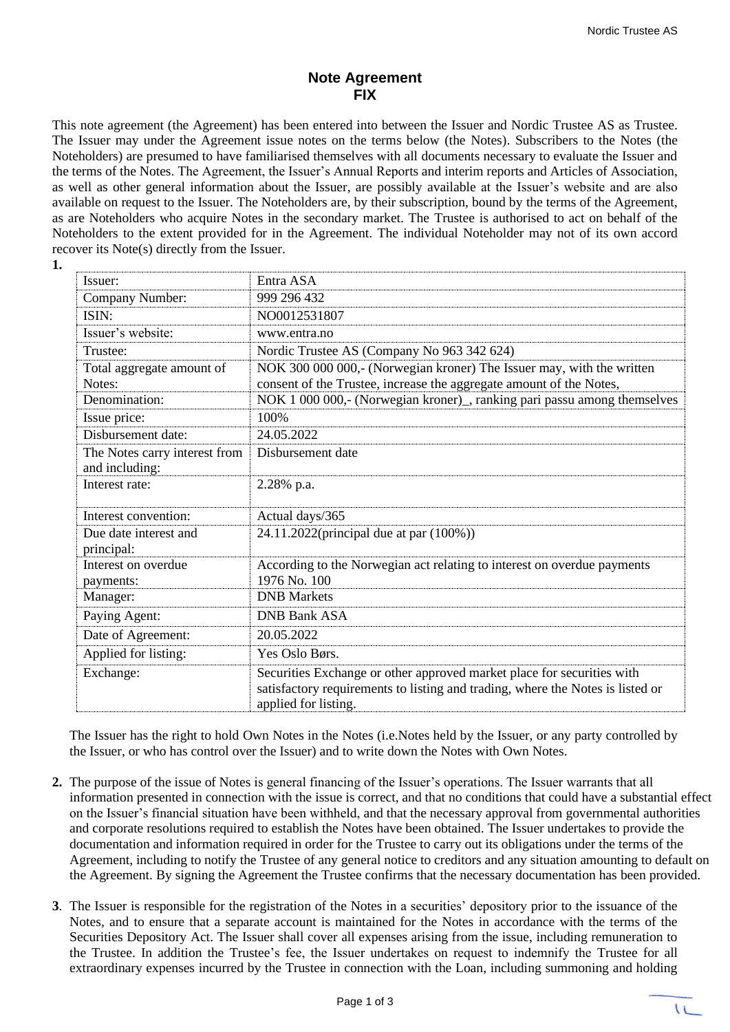# Note Agreement
## FIX

This note agreement (the Agreement) has been entered into between the Issuer and Nordic Trustee AS as Trustee. The Issuer may under the Agreement issue notes on the terms below (the Notes). Subscribers to the Notes (the Noteholders) are presumed to have familiarised themselves with all documents necessary to evaluate the Issuer and the terms of the Notes. The Agreement, the Issuer's Annual Reports and interim reports and Articles of Association, as well as other general information about the Issuer, are possibly available at the Issuer's website and are also available on request to the Issuer. The Noteholders are, by their subscription, bound by the terms of the Agreement, as are Noteholders who acquire Notes in the secondary market. The Trustee is authorised to act on behalf of the Noteholders to the extent provided for in the Agreement. The individual Noteholder may not of its own accord recover its Note(s) directly from the Issuer.

**1.**

| | |
|---|---|
| Issuer: | Entra ASA |
| Company Number: | 999 296 432 |
| ISIN: | NO0012531807 |
| Issuer's website: | www.entra.no |
| Trustee: | Nordic Trustee AS (Company No 963 342 624) |
| Total aggregate amount of Notes: | NOK 300 000 000,- (Norwegian kroner) The Issuer may, with the written consent of the Trustee, increase the aggregate amount of the Notes, |
| Denomination: | NOK 1 000 000,- (Norwegian kroner)_, ranking pari passu among themselves |
| Issue price: | 100% |
| Disbursement date: | 24.05.2022 |
| The Notes carry interest from and including: | Disbursement date |
| Interest rate: | 2.28% p.a. |
| Interest convention: | Actual days/365 |
| Due date interest and principal: | 24.11.2022(principal due at par (100%)) |
| Interest on overdue payments: | According to the Norwegian act relating to interest on overdue payments 1976 No. 100 |
| Manager: | DNB Markets |
| Paying Agent: | DNB Bank ASA |
| Date of Agreement: | 20.05.2022 |
| Applied for listing: | Yes Oslo Børs. |
| Exchange: | Securities Exchange or other approved market place for securities with satisfactory requirements to listing and trading, where the Notes is listed or applied for listing. |

The Issuer has the right to hold Own Notes in the Notes (i.e.Notes held by the Issuer, or any party controlled by the Issuer, or who has control over the Issuer) and to write down the Notes with Own Notes.

**2.** The purpose of the issue of Notes is general financing of the Issuer's operations. The Issuer warrants that all information presented in connection with the issue is correct, and that no conditions that could have a substantial effect on the Issuer's financial situation have been withheld, and that the necessary approval from governmental authorities and corporate resolutions required to establish the Notes have been obtained. The Issuer undertakes to provide the documentation and information required in order for the Trustee to carry out its obligations under the terms of the Agreement, including to notify the Trustee of any general notice to creditors and any situation amounting to default on the Agreement. By signing the Agreement the Trustee confirms that the necessary documentation has been provided.

**3**. The Issuer is responsible for the registration of the Notes in a securities' depository prior to the issuance of the Notes, and to ensure that a separate account is maintained for the Notes in accordance with the terms of the Securities Depository Act. The Issuer shall cover all expenses arising from the issue, including remuneration to the Trustee. In addition the Trustee's fee, the Issuer undertakes on request to indemnify the Trustee for all extraordinary expenses incurred by the Trustee in connection with the Loan, including summoning and holding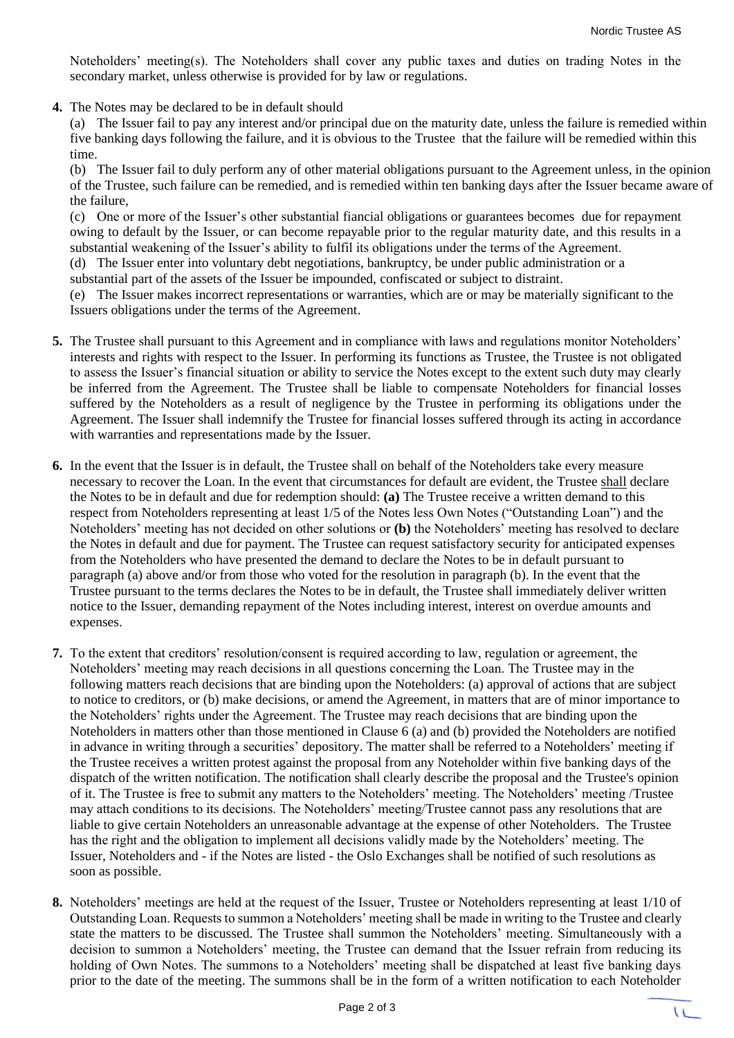Noteholders' meeting(s). The Noteholders shall cover any public taxes and duties on trading Notes in the secondary market, unless otherwise is provided for by law or regulations.

**4.** The Notes may be declared to be in default should

(a) The Issuer fail to pay any interest and/or principal due on the maturity date, unless the failure is remedied within five banking days following the failure, and it is obvious to the Trustee that the failure will be remedied within this time.

(b) The Issuer fail to duly perform any of other material obligations pursuant to the Agreement unless, in the opinion of the Trustee, such failure can be remedied, and is remedied within ten banking days after the Issuer became aware of the failure,

(c) One or more of the Issuer's other substantial fiancial obligations or guarantees becomes due for repayment owing to default by the Issuer, or can become repayable prior to the regular maturity date, and this results in a substantial weakening of the Issuer's ability to fulfil its obligations under the terms of the Agreement.

(d) The Issuer enter into voluntary debt negotiations, bankruptcy, be under public administration or a substantial part of the assets of the Issuer be impounded, confiscated or subject to distraint.

(e) The Issuer makes incorrect representations or warranties, which are or may be materially significant to the Issuers obligations under the terms of the Agreement.

**5.** The Trustee shall pursuant to this Agreement and in compliance with laws and regulations monitor Noteholders' interests and rights with respect to the Issuer. In performing its functions as Trustee, the Trustee is not obligated to assess the Issuer's financial situation or ability to service the Notes except to the extent such duty may clearly be inferred from the Agreement. The Trustee shall be liable to compensate Noteholders for financial losses suffered by the Noteholders as a result of negligence by the Trustee in performing its obligations under the Agreement. The Issuer shall indemnify the Trustee for financial losses suffered through its acting in accordance with warranties and representations made by the Issuer.

**6.** In the event that the Issuer is in default, the Trustee shall on behalf of the Noteholders take every measure necessary to recover the Loan. In the event that circumstances for default are evident, the Trustee shall declare the Notes to be in default and due for redemption should: **(a)** The Trustee receive a written demand to this respect from Noteholders representing at least 1/5 of the Notes less Own Notes ("Outstanding Loan") and the Noteholders' meeting has not decided on other solutions or **(b)** the Noteholders' meeting has resolved to declare the Notes in default and due for payment. The Trustee can request satisfactory security for anticipated expenses from the Noteholders who have presented the demand to declare the Notes to be in default pursuant to paragraph (a) above and/or from those who voted for the resolution in paragraph (b). In the event that the Trustee pursuant to the terms declares the Notes to be in default, the Trustee shall immediately deliver written notice to the Issuer, demanding repayment of the Notes including interest, interest on overdue amounts and expenses.

**7.** To the extent that creditors' resolution/consent is required according to law, regulation or agreement, the Noteholders' meeting may reach decisions in all questions concerning the Loan. The Trustee may in the following matters reach decisions that are binding upon the Noteholders: (a) approval of actions that are subject to notice to creditors, or (b) make decisions, or amend the Agreement, in matters that are of minor importance to the Noteholders' rights under the Agreement. The Trustee may reach decisions that are binding upon the Noteholders in matters other than those mentioned in Clause 6 (a) and (b) provided the Noteholders are notified in advance in writing through a securities' depository. The matter shall be referred to a Noteholders' meeting if the Trustee receives a written protest against the proposal from any Noteholder within five banking days of the dispatch of the written notification. The notification shall clearly describe the proposal and the Trustee's opinion of it. The Trustee is free to submit any matters to the Noteholders' meeting. The Noteholders' meeting /Trustee may attach conditions to its decisions. The Noteholders' meeting/Trustee cannot pass any resolutions that are liable to give certain Noteholders an unreasonable advantage at the expense of other Noteholders. The Trustee has the right and the obligation to implement all decisions validly made by the Noteholders' meeting. The Issuer, Noteholders and - if the Notes are listed - the Oslo Exchanges shall be notified of such resolutions as soon as possible.

**8.** Noteholders' meetings are held at the request of the Issuer, Trustee or Noteholders representing at least 1/10 of Outstanding Loan. Requests to summon a Noteholders' meeting shall be made in writing to the Trustee and clearly state the matters to be discussed. The Trustee shall summon the Noteholders' meeting. Simultaneously with a decision to summon a Noteholders' meeting, the Trustee can demand that the Issuer refrain from reducing its holding of Own Notes. The summons to a Noteholders' meeting shall be dispatched at least five banking days prior to the date of the meeting. The summons shall be in the form of a written notification to each Noteholder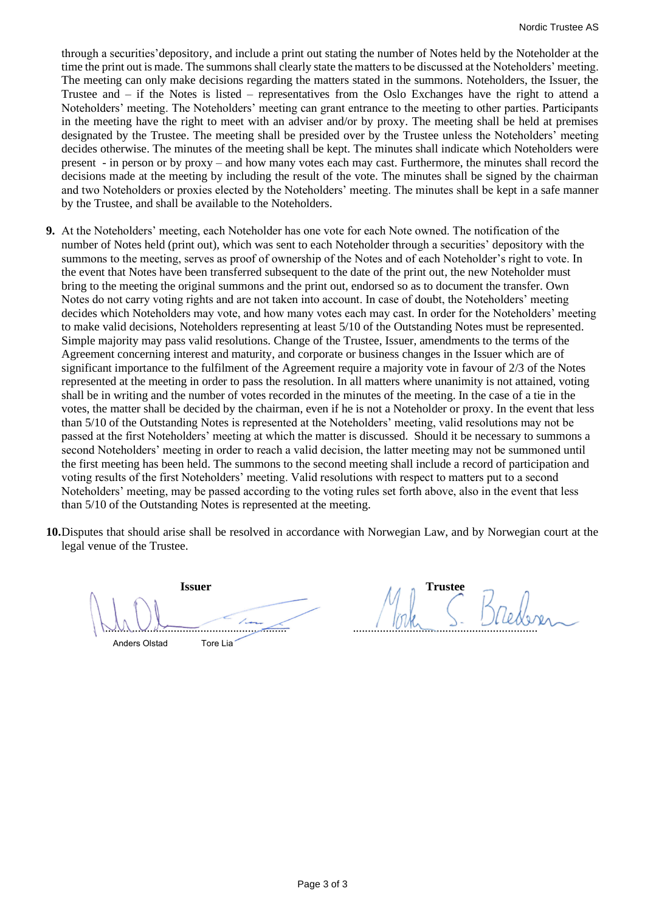through a securities'depository, and include a print out stating the number of Notes held by the Noteholder at the time the print out is made. The summons shall clearly state the matters to be discussed at the Noteholders' meeting. The meeting can only make decisions regarding the matters stated in the summons. Noteholders, the Issuer, the Trustee and – if the Notes is listed – representatives from the Oslo Exchanges have the right to attend a Noteholders' meeting. The Noteholders' meeting can grant entrance to the meeting to other parties. Participants in the meeting have the right to meet with an adviser and/or by proxy. The meeting shall be held at premises designated by the Trustee. The meeting shall be presided over by the Trustee unless the Noteholders' meeting decides otherwise. The minutes of the meeting shall be kept. The minutes shall indicate which Noteholders were present - in person or by proxy – and how many votes each may cast. Furthermore, the minutes shall record the decisions made at the meeting by including the result of the vote. The minutes shall be signed by the chairman and two Noteholders or proxies elected by the Noteholders' meeting. The minutes shall be kept in a safe manner by the Trustee, and shall be available to the Noteholders.

**9.** At the Noteholders' meeting, each Noteholder has one vote for each Note owned. The notification of the number of Notes held (print out), which was sent to each Noteholder through a securities' depository with the summons to the meeting, serves as proof of ownership of the Notes and of each Noteholder's right to vote. In the event that Notes have been transferred subsequent to the date of the print out, the new Noteholder must bring to the meeting the original summons and the print out, endorsed so as to document the transfer. Own Notes do not carry voting rights and are not taken into account. In case of doubt, the Noteholders' meeting decides which Noteholders may vote, and how many votes each may cast. In order for the Noteholders' meeting to make valid decisions, Noteholders representing at least 5/10 of the Outstanding Notes must be represented. Simple majority may pass valid resolutions. Change of the Trustee, Issuer, amendments to the terms of the Agreement concerning interest and maturity, and corporate or business changes in the Issuer which are of significant importance to the fulfilment of the Agreement require a majority vote in favour of 2/3 of the Notes represented at the meeting in order to pass the resolution. In all matters where unanimity is not attained, voting shall be in writing and the number of votes recorded in the minutes of the meeting. In the case of a tie in the votes, the matter shall be decided by the chairman, even if he is not a Noteholder or proxy. In the event that less than 5/10 of the Outstanding Notes is represented at the Noteholders' meeting, valid resolutions may not be passed at the first Noteholders' meeting at which the matter is discussed. Should it be necessary to summons a second Noteholders' meeting in order to reach a valid decision, the latter meeting may not be summoned until the first meeting has been held. The summons to the second meeting shall include a record of participation and voting results of the first Noteholders' meeting. Valid resolutions with respect to matters put to a second Noteholders' meeting, may be passed according to the voting rules set forth above, also in the event that less than 5/10 of the Outstanding Notes is represented at the meeting.

**10.** Disputes that should arise shall be resolved in accordance with Norwegian Law, and by Norwegian court at the legal venue of the Trustee.

**Issuer**

..........................................................

Anders Olstad Tore Lia

**Trustee**

..........................................................